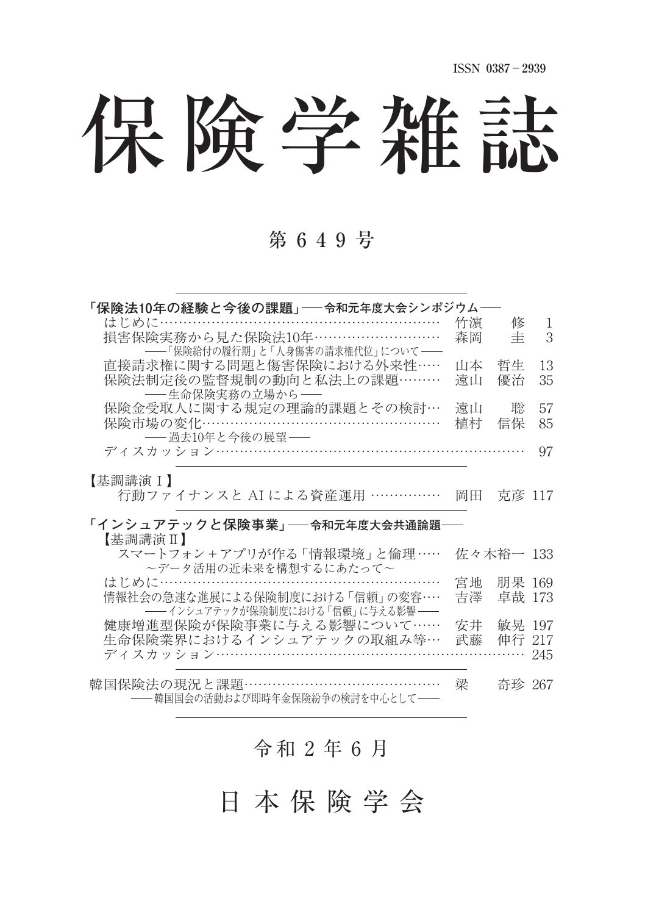ISSN 0387－2939

# 保険学雑誌

## 第 6 4 9 号

**「保険法10年の経験と今後の課題」――令和元年度大会シンポジウム――**

はじめに…………………………………………………… 竹濵　修 1

損害保険実務から見た保険法10年………………………… 森岡　圭 3
――「保険給付の履行期」と「人身傷害の請求権代位」について――

直接請求権に関する問題と傷害保険における外来性…… 山本　哲生 13

保険法制定後の監督規制の動向と私法上の課題……… 遠山　優治 35
――生命保険実務の立場から――

保険金受取人に関する規定の理論的課題とその検討… 遠山　聡 57

保険市場の変化…………………………………………… 植村　信保 85
――過去10年と今後の展望――

ディスカッション………………………………………………… 97

【基調講演Ⅰ】

行動ファイナンスと AI による資産運用 …………… 岡田　克彦 117

**「インシュアテックと保険事業」――令和元年度大会共通論題――**

【基調講演Ⅱ】

スマートフォン＋アプリが作る「情報環境」と倫理…… 佐々木裕一 133
～データ活用の近未来を構想するにあたって～

はじめに…………………………………………………… 宮地　朋果 169

情報社会の急速な進展による保険制度における「信頼」の変容… 吉澤　卓哉 173
――インシュアテックが保険制度における「信頼」に与える影響――

健康増進型保険が保険事業に与える影響について…… 安井　敏晃 197

生命保険業界におけるインシュアテックの取組み等… 武藤　伸行 217

ディスカッション………………………………………………… 245

韓国保険法の現況と課題………………………………… 梁　奇珍 267
――韓国国会の活動および即時年金保険紛争の検討を中心として――

令和 2 年 6 月

日 本 保 険 学 会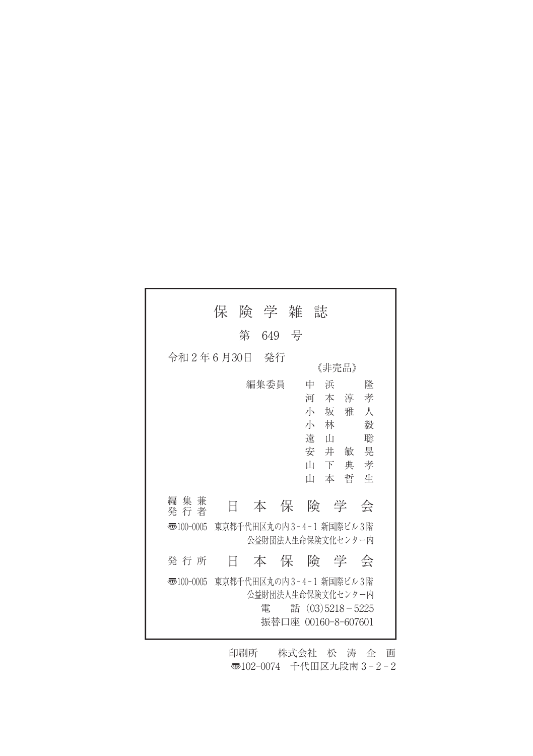# 保険学雑誌

第 649 号

令和２年６月30日　発行

《非売品》

編集委員
中浜　隆
河本淳孝
小坂雅人
小林　毅
遠山　聡
安井敏晃
山下典孝
山本哲生

編集兼発行者　日本保険学会

〒100-0005　東京都千代田区丸の内３-４-１ 新国際ビル３階
公益財団法人生命保険文化センター内

発行所　日本保険学会

〒100-0005　東京都千代田区丸の内３-４-１ 新国際ビル３階
公益財団法人生命保険文化センター内
電　話 (03)5218－5225
振替口座 00160-8-607601

印刷所　株式会社 松濤企画
〒102-0074　千代田区九段南３-２-２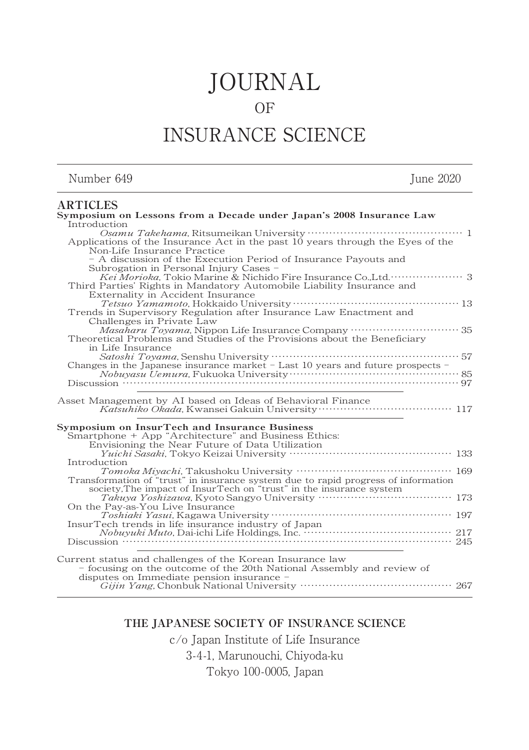# JOURNAL
## OF
# INSURANCE SCIENCE

Number 649 June 2020

## ARTICLES

**Symposium on Lessons from a Decade under Japan's 2008 Insurance Law**

Introduction
*Osamu Takehama*, Ritsumeikan University ………… 1

Applications of the Insurance Act in the past 10 years through the Eyes of the Non-Life Insurance Practice
– A discussion of the Execution Period of Insurance Payouts and Subrogation in Personal Injury Cases –
*Kei Morioka*, Tokio Marine & Nichido Fire Insurance Co.,Ltd. ………… 3

Third Parties' Rights in Mandatory Automobile Liability Insurance and Externality in Accident Insurance
*Tetsuo Yamamoto*, Hokkaido University ………… 13

Trends in Supervisory Regulation after Insurance Law Enactment and Challenges in Private Law
*Masaharu Toyama*, Nippon Life Insurance Company ………… 35

Theoretical Problems and Studies of the Provisions about the Beneficiary in Life Insurance
*Satoshi Toyama*, Senshu University ………… 57

Changes in the Japanese insurance market – Last 10 years and future prospects –
*Nobuyasu Uemura*, Fukuoka University ………… 85

Discussion ………… 97

---

Asset Management by AI based on Ideas of Behavioral Finance
*Katsuhiko Okada*, Kwansei Gakuin University ………… 117

---

**Symposium on InsurTech and Insurance Business**

Smartphone + App "Architecture" and Business Ethics: Envisioning the Near Future of Data Utilization
*Yuichi Sasaki*, Tokyo Keizai University ………… 133

Introduction
*Tomoka Miyachi*, Takushoku University ………… 169

Transformation of "trust" in insurance system due to rapid progress of information society,The impact of InsurTech on "trust" in the insurance system
*Takuya Yoshizawa*, Kyoto Sangyo University ………… 173

On the Pay-as-You Live Insurance
*Toshiaki Yasui*, Kagawa University ………… 197

InsurTech trends in life insurance industry of Japan
*Nobuyuki Muto*, Dai-ichi Life Holdings, Inc. ………… 217

Discussion ………… 245

---

Current status and challenges of the Korean Insurance law
– focusing on the outcome of the 20th National Assembly and review of disputes on Immediate pension insurance –
*Gijin Yang*, Chonbuk National University ………… 267

---

**THE JAPANESE SOCIETY OF INSURANCE SCIENCE**

c/o Japan Institute of Life Insurance
3-4-1, Marunouchi, Chiyoda-ku
Tokyo 100-0005, Japan